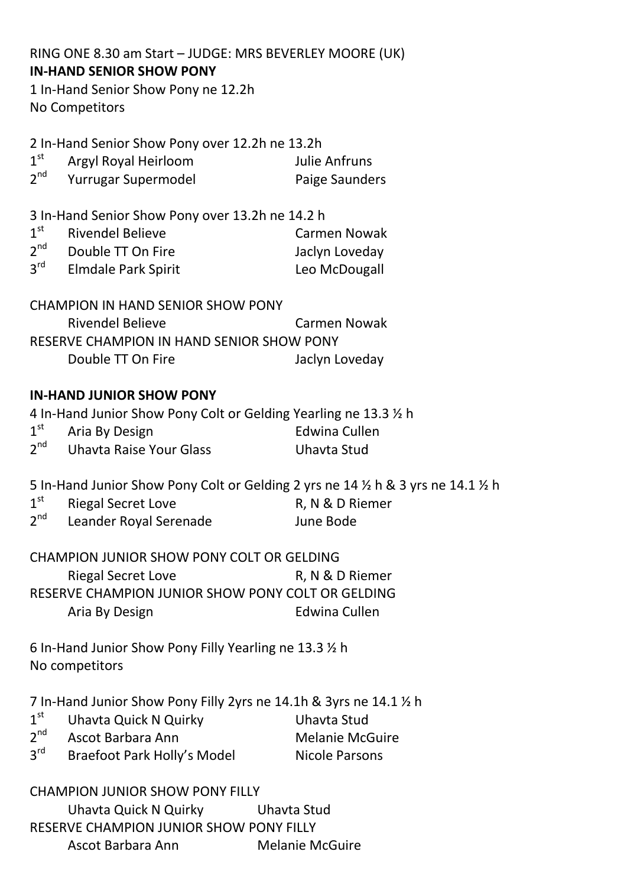RING ONE 8.30 am Start – JUDGE: MRS BEVERLEY MOORE (UK)

**IN-HAND SENIOR SHOW PONY**

1 In-Hand Senior Show Pony ne 12.2h
No Competitors

2 In-Hand Senior Show Pony over 12.2h ne 13.2h

| | | |
|---|---|---|
| 1st | Argyl Royal Heirloom | Julie Anfruns |
| 2nd | Yurrugar Supermodel | Paige Saunders |

3 In-Hand Senior Show Pony over 13.2h ne 14.2 h

| | | |
|---|---|---|
| 1st | Rivendel Believe | Carmen Nowak |
| 2nd | Double TT On Fire | Jaclyn Loveday |
| 3rd | Elmdale Park Spirit | Leo McDougall |

CHAMPION IN HAND SENIOR SHOW PONY
Rivendel Believe — Carmen Nowak

RESERVE CHAMPION IN HAND SENIOR SHOW PONY
Double TT On Fire — Jaclyn Loveday

**IN-HAND JUNIOR SHOW PONY**

4 In-Hand Junior Show Pony Colt or Gelding Yearling ne 13.3 ½ h

| | | |
|---|---|---|
| 1st | Aria By Design | Edwina Cullen |
| 2nd | Uhavta Raise Your Glass | Uhavta Stud |

5 In-Hand Junior Show Pony Colt or Gelding 2 yrs ne 14 ½ h & 3 yrs ne 14.1 ½ h

| | | |
|---|---|---|
| 1st | Riegal Secret Love | R, N & D Riemer |
| 2nd | Leander Royal Serenade | June Bode |

CHAMPION JUNIOR SHOW PONY COLT OR GELDING
Riegal Secret Love — R, N & D Riemer

RESERVE CHAMPION JUNIOR SHOW PONY COLT OR GELDING
Aria By Design — Edwina Cullen

6 In-Hand Junior Show Pony Filly Yearling ne 13.3 ½ h
No competitors

7 In-Hand Junior Show Pony Filly 2yrs ne 14.1h & 3yrs ne 14.1 ½ h

| | | |
|---|---|---|
| 1st | Uhavta Quick N Quirky | Uhavta Stud |
| 2nd | Ascot Barbara Ann | Melanie McGuire |
| 3rd | Braefoot Park Holly's Model | Nicole Parsons |

CHAMPION JUNIOR SHOW PONY FILLY
Uhavta Quick N Quirky — Uhavta Stud

RESERVE CHAMPION JUNIOR SHOW PONY FILLY
Ascot Barbara Ann — Melanie McGuire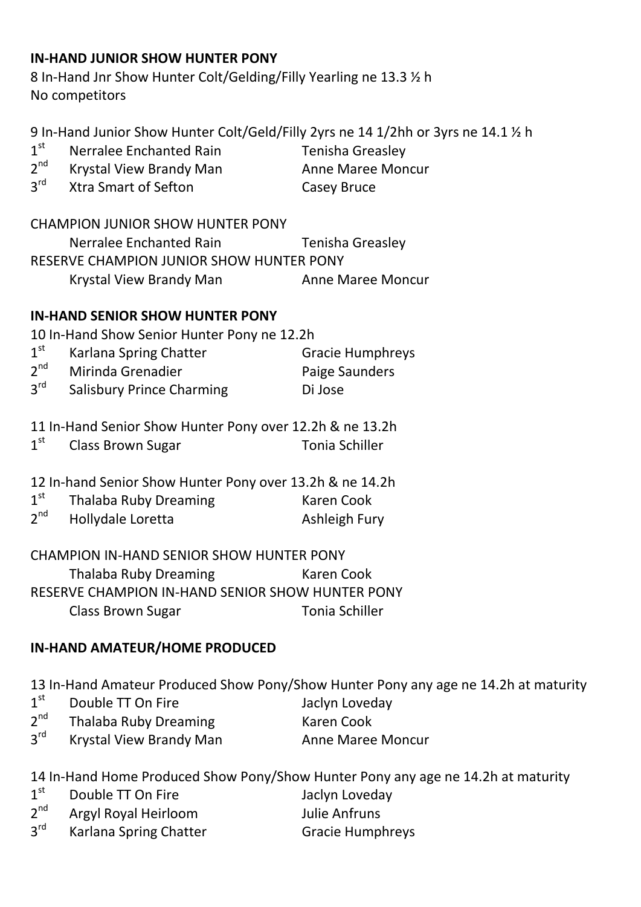## IN-HAND JUNIOR SHOW HUNTER PONY

8 In-Hand Jnr Show Hunter Colt/Gelding/Filly Yearling ne 13.3 ½ h
No competitors

9 In-Hand Junior Show Hunter Colt/Geld/Filly 2yrs ne 14 1/2hh or 3yrs ne 14.1 ½ h

| | | |
|---|---|---|
| 1st | Nerralee Enchanted Rain | Tenisha Greasley |
| 2nd | Krystal View Brandy Man | Anne Maree Moncur |
| 3rd | Xtra Smart of Sefton | Casey Bruce |

CHAMPION JUNIOR SHOW HUNTER PONY
Nerralee Enchanted Rain — Tenisha Greasley
RESERVE CHAMPION JUNIOR SHOW HUNTER PONY
Krystal View Brandy Man — Anne Maree Moncur

## IN-HAND SENIOR SHOW HUNTER PONY

10 In-Hand Show Senior Hunter Pony ne 12.2h

| | | |
|---|---|---|
| 1st | Karlana Spring Chatter | Gracie Humphreys |
| 2nd | Mirinda Grenadier | Paige Saunders |
| 3rd | Salisbury Prince Charming | Di Jose |

11 In-Hand Senior Show Hunter Pony over 12.2h & ne 13.2h

| | | |
|---|---|---|
| 1st | Class Brown Sugar | Tonia Schiller |

12 In-hand Senior Show Hunter Pony over 13.2h & ne 14.2h

| | | |
|---|---|---|
| 1st | Thalaba Ruby Dreaming | Karen Cook |
| 2nd | Hollydale Loretta | Ashleigh Fury |

CHAMPION IN-HAND SENIOR SHOW HUNTER PONY
Thalaba Ruby Dreaming — Karen Cook
RESERVE CHAMPION IN-HAND SENIOR SHOW HUNTER PONY
Class Brown Sugar — Tonia Schiller

## IN-HAND AMATEUR/HOME PRODUCED

13 In-Hand Amateur Produced Show Pony/Show Hunter Pony any age ne 14.2h at maturity

| | | |
|---|---|---|
| 1st | Double TT On Fire | Jaclyn Loveday |
| 2nd | Thalaba Ruby Dreaming | Karen Cook |
| 3rd | Krystal View Brandy Man | Anne Maree Moncur |

14 In-Hand Home Produced Show Pony/Show Hunter Pony any age ne 14.2h at maturity

| | | |
|---|---|---|
| 1st | Double TT On Fire | Jaclyn Loveday |
| 2nd | Argyl Royal Heirloom | Julie Anfruns |
| 3rd | Karlana Spring Chatter | Gracie Humphreys |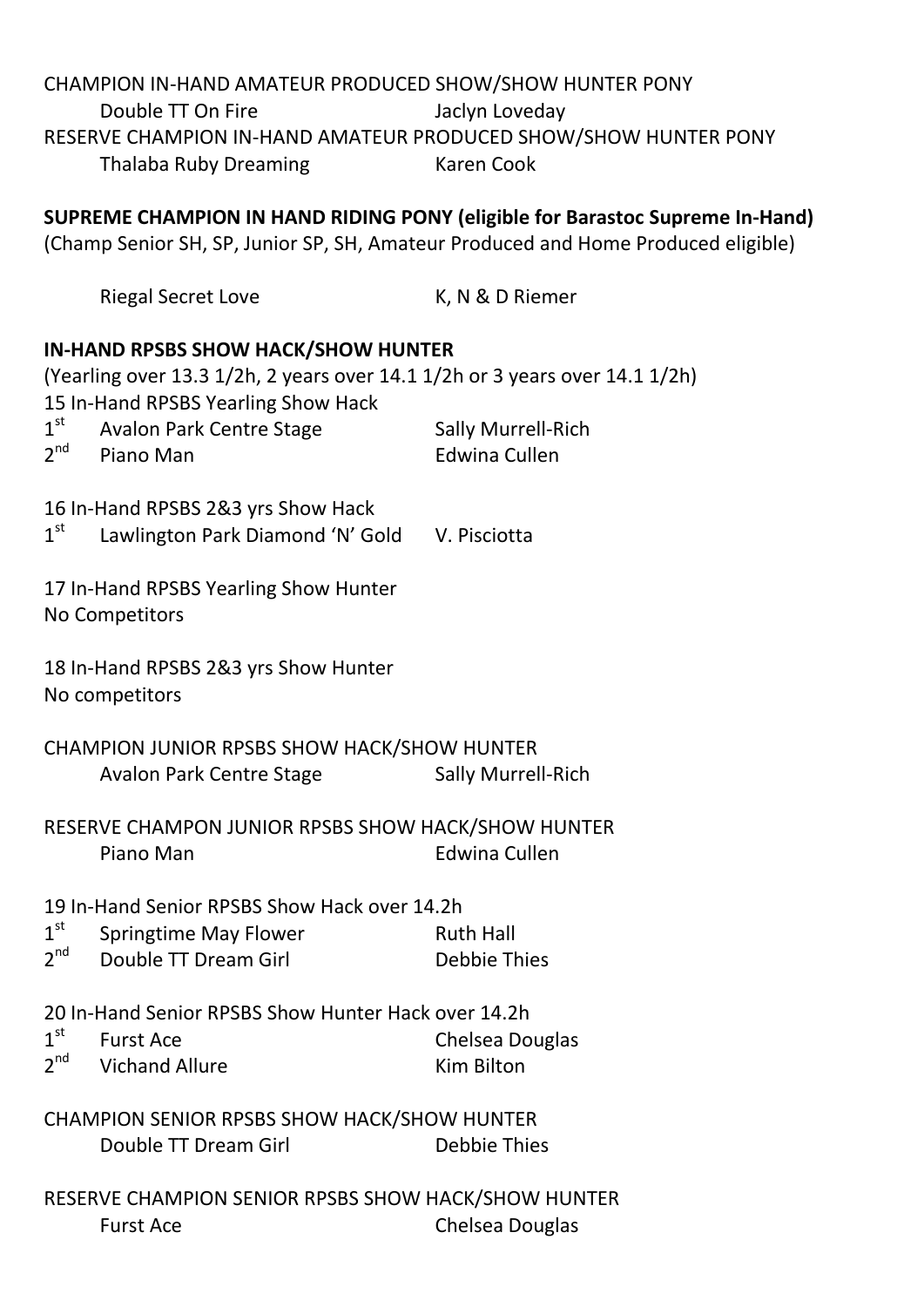CHAMPION IN-HAND AMATEUR PRODUCED SHOW/SHOW HUNTER PONY
Double TT On Fire	Jaclyn Loveday
RESERVE CHAMPION IN-HAND AMATEUR PRODUCED SHOW/SHOW HUNTER PONY
Thalaba Ruby Dreaming	Karen Cook

**SUPREME CHAMPION IN HAND RIDING PONY (eligible for Barastoc Supreme In-Hand)**
(Champ Senior SH, SP, Junior SP, SH, Amateur Produced and Home Produced eligible)

Riegal Secret Love	K, N & D Riemer

**IN-HAND RPSBS SHOW HACK/SHOW HUNTER**
(Yearling over 13.3 1/2h, 2 years over 14.1 1/2h or 3 years over 14.1 1/2h)

15 In-Hand RPSBS Yearling Show Hack
1st	Avalon Park Centre Stage	Sally Murrell-Rich
2nd	Piano Man	Edwina Cullen

16 In-Hand RPSBS 2&3 yrs Show Hack
1st	Lawlington Park Diamond 'N' Gold	V. Pisciotta

17 In-Hand RPSBS Yearling Show Hunter
No Competitors

18 In-Hand RPSBS 2&3 yrs Show Hunter
No competitors

CHAMPION JUNIOR RPSBS SHOW HACK/SHOW HUNTER
Avalon Park Centre Stage	Sally Murrell-Rich

RESERVE CHAMPON JUNIOR RPSBS SHOW HACK/SHOW HUNTER
Piano Man	Edwina Cullen

19 In-Hand Senior RPSBS Show Hack over 14.2h
1st	Springtime May Flower	Ruth Hall
2nd	Double TT Dream Girl	Debbie Thies

20 In-Hand Senior RPSBS Show Hunter Hack over 14.2h
1st	Furst Ace	Chelsea Douglas
2nd	Vichand Allure	Kim Bilton

CHAMPION SENIOR RPSBS SHOW HACK/SHOW HUNTER
Double TT Dream Girl	Debbie Thies

RESERVE CHAMPION SENIOR RPSBS SHOW HACK/SHOW HUNTER
Furst Ace	Chelsea Douglas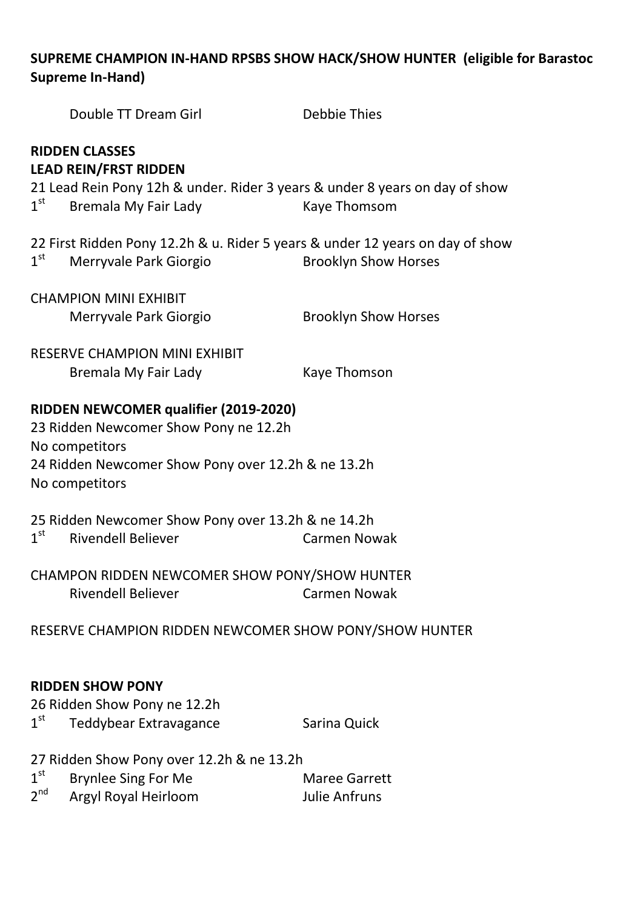**SUPREME CHAMPION IN-HAND RPSBS SHOW HACK/SHOW HUNTER (eligible for Barastoc Supreme In-Hand)**

Double TT Dream Girl — Debbie Thies

**RIDDEN CLASSES**

**LEAD REIN/FRST RIDDEN**

21 Lead Rein Pony 12h & under. Rider 3 years & under 8 years on day of show

1st Bremala My Fair Lady — Kaye Thomsom

22 First Ridden Pony 12.2h & u. Rider 5 years & under 12 years on day of show

1st Merryvale Park Giorgio — Brooklyn Show Horses

CHAMPION MINI EXHIBIT

Merryvale Park Giorgio — Brooklyn Show Horses

RESERVE CHAMPION MINI EXHIBIT

Bremala My Fair Lady — Kaye Thomson

**RIDDEN NEWCOMER qualifier (2019-2020)**

23 Ridden Newcomer Show Pony ne 12.2h

No competitors

24 Ridden Newcomer Show Pony over 12.2h & ne 13.2h

No competitors

25 Ridden Newcomer Show Pony over 13.2h & ne 14.2h

1st Rivendell Believer — Carmen Nowak

CHAMPON RIDDEN NEWCOMER SHOW PONY/SHOW HUNTER

Rivendell Believer — Carmen Nowak

RESERVE CHAMPION RIDDEN NEWCOMER SHOW PONY/SHOW HUNTER

**RIDDEN SHOW PONY**

26 Ridden Show Pony ne 12.2h

1st Teddybear Extravagance — Sarina Quick

27 Ridden Show Pony over 12.2h & ne 13.2h

1st Brynlee Sing For Me — Maree Garrett

2nd Argyl Royal Heirloom — Julie Anfruns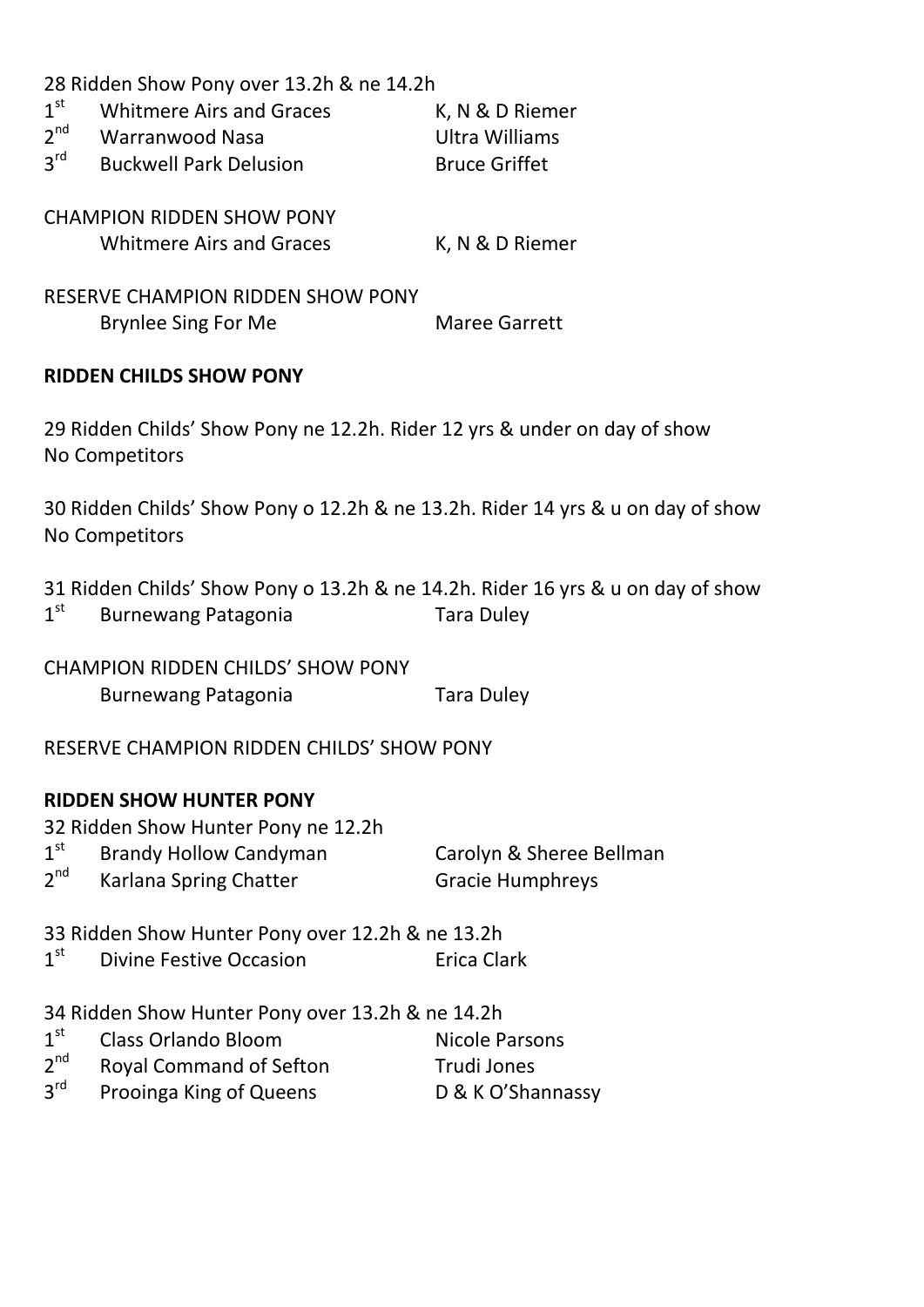28 Ridden Show Pony over 13.2h & ne 14.2h

| | | |
|---|---|---|
| 1st | Whitmere Airs and Graces | K, N & D Riemer |
| 2nd | Warranwood Nasa | Ultra Williams |
| 3rd | Buckwell Park Delusion | Bruce Griffet |

CHAMPION RIDDEN SHOW PONY
Whitmere Airs and Graces — K, N & D Riemer

RESERVE CHAMPION RIDDEN SHOW PONY
Brynlee Sing For Me — Maree Garrett

**RIDDEN CHILDS SHOW PONY**

29 Ridden Childs' Show Pony ne 12.2h. Rider 12 yrs & under on day of show
No Competitors

30 Ridden Childs' Show Pony o 12.2h & ne 13.2h. Rider 14 yrs & u on day of show
No Competitors

31 Ridden Childs' Show Pony o 13.2h & ne 14.2h. Rider 16 yrs & u on day of show

| | | |
|---|---|---|
| 1st | Burnewang Patagonia | Tara Duley |

CHAMPION RIDDEN CHILDS' SHOW PONY
Burnewang Patagonia — Tara Duley

RESERVE CHAMPION RIDDEN CHILDS' SHOW PONY

**RIDDEN SHOW HUNTER PONY**

32 Ridden Show Hunter Pony ne 12.2h

| | | |
|---|---|---|
| 1st | Brandy Hollow Candyman | Carolyn & Sheree Bellman |
| 2nd | Karlana Spring Chatter | Gracie Humphreys |

33 Ridden Show Hunter Pony over 12.2h & ne 13.2h

| | | |
|---|---|---|
| 1st | Divine Festive Occasion | Erica Clark |

34 Ridden Show Hunter Pony over 13.2h & ne 14.2h

| | | |
|---|---|---|
| 1st | Class Orlando Bloom | Nicole Parsons |
| 2nd | Royal Command of Sefton | Trudi Jones |
| 3rd | Prooinga King of Queens | D & K O'Shannassy |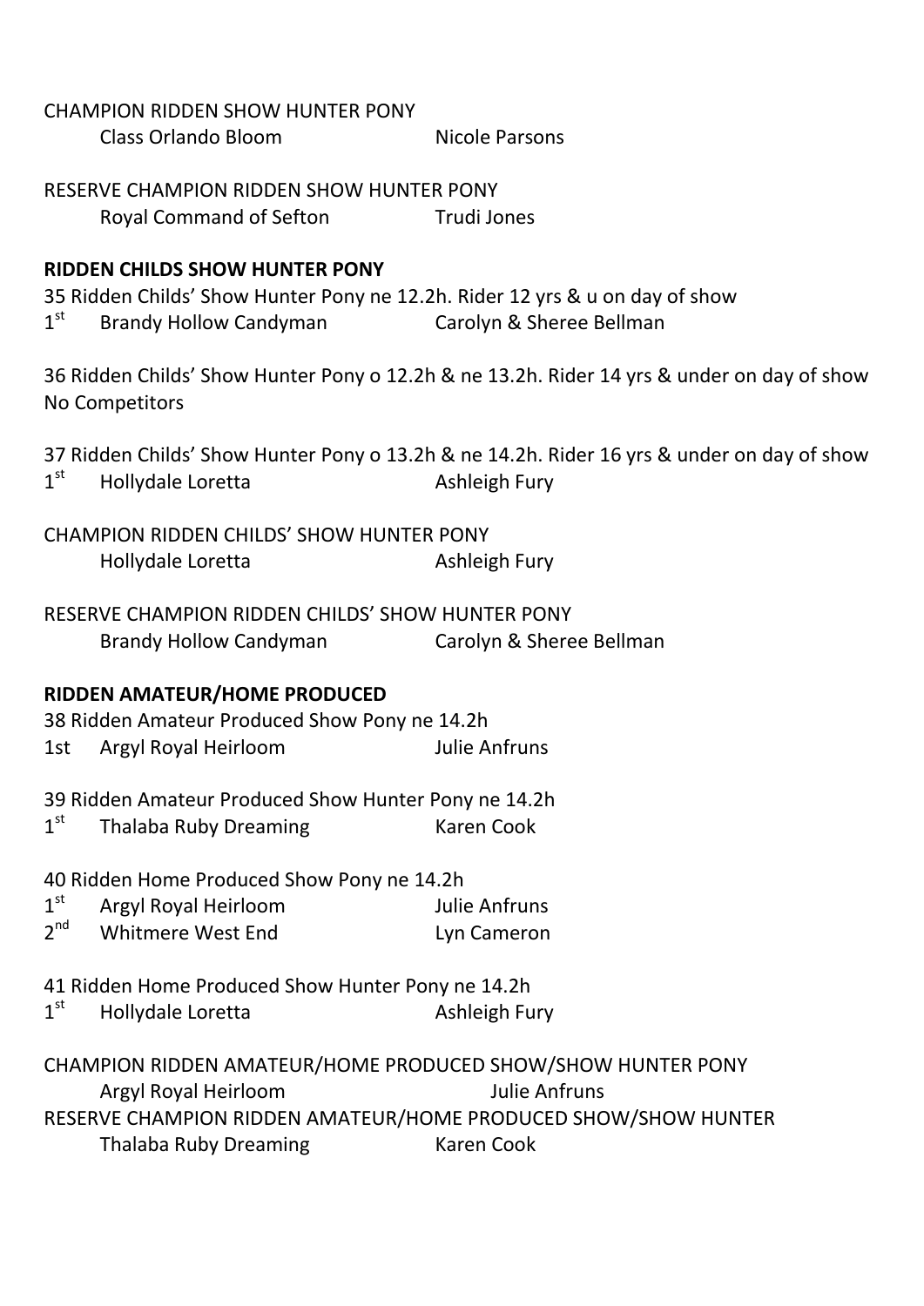CHAMPION RIDDEN SHOW HUNTER PONY

Class Orlando Bloom Nicole Parsons

RESERVE CHAMPION RIDDEN SHOW HUNTER PONY

Royal Command of Sefton Trudi Jones

**RIDDEN CHILDS SHOW HUNTER PONY**

35 Ridden Childs' Show Hunter Pony ne 12.2h. Rider 12 yrs & u on day of show

1st Brandy Hollow Candyman Carolyn & Sheree Bellman

36 Ridden Childs' Show Hunter Pony o 12.2h & ne 13.2h. Rider 14 yrs & under on day of show

No Competitors

37 Ridden Childs' Show Hunter Pony o 13.2h & ne 14.2h. Rider 16 yrs & under on day of show

1st Hollydale Loretta Ashleigh Fury

CHAMPION RIDDEN CHILDS' SHOW HUNTER PONY

Hollydale Loretta Ashleigh Fury

RESERVE CHAMPION RIDDEN CHILDS' SHOW HUNTER PONY

Brandy Hollow Candyman Carolyn & Sheree Bellman

**RIDDEN AMATEUR/HOME PRODUCED**

38 Ridden Amateur Produced Show Pony ne 14.2h

1st Argyl Royal Heirloom Julie Anfruns

39 Ridden Amateur Produced Show Hunter Pony ne 14.2h

1st Thalaba Ruby Dreaming Karen Cook

40 Ridden Home Produced Show Pony ne 14.2h

1st Argyl Royal Heirloom Julie Anfruns

2nd Whitmere West End Lyn Cameron

41 Ridden Home Produced Show Hunter Pony ne 14.2h

1st Hollydale Loretta Ashleigh Fury

CHAMPION RIDDEN AMATEUR/HOME PRODUCED SHOW/SHOW HUNTER PONY

Argyl Royal Heirloom Julie Anfruns

RESERVE CHAMPION RIDDEN AMATEUR/HOME PRODUCED SHOW/SHOW HUNTER

Thalaba Ruby Dreaming Karen Cook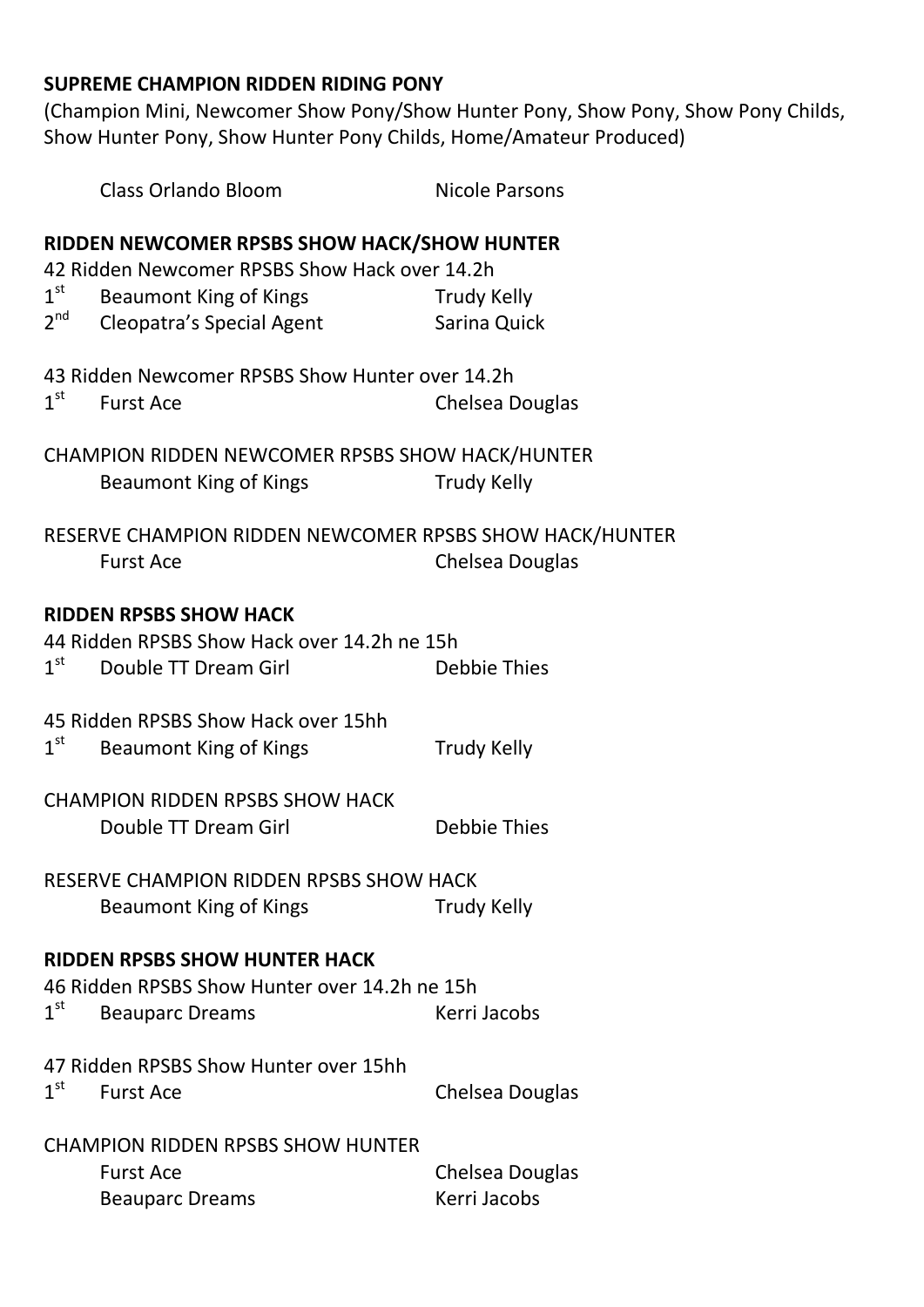**SUPREME CHAMPION RIDDEN RIDING PONY**

(Champion Mini, Newcomer Show Pony/Show Hunter Pony, Show Pony, Show Pony Childs, Show Hunter Pony, Show Hunter Pony Childs, Home/Amateur Produced)

Class Orlando Bloom — Nicole Parsons

**RIDDEN NEWCOMER RPSBS SHOW HACK/SHOW HUNTER**

42 Ridden Newcomer RPSBS Show Hack over 14.2h

1st Beaumont King of Kings — Trudy Kelly
2nd Cleopatra's Special Agent — Sarina Quick

43 Ridden Newcomer RPSBS Show Hunter over 14.2h

1st Furst Ace — Chelsea Douglas

CHAMPION RIDDEN NEWCOMER RPSBS SHOW HACK/HUNTER

Beaumont King of Kings — Trudy Kelly

RESERVE CHAMPION RIDDEN NEWCOMER RPSBS SHOW HACK/HUNTER

Furst Ace — Chelsea Douglas

**RIDDEN RPSBS SHOW HACK**

44 Ridden RPSBS Show Hack over 14.2h ne 15h

1st Double TT Dream Girl — Debbie Thies

45 Ridden RPSBS Show Hack over 15hh

1st Beaumont King of Kings — Trudy Kelly

CHAMPION RIDDEN RPSBS SHOW HACK

Double TT Dream Girl — Debbie Thies

RESERVE CHAMPION RIDDEN RPSBS SHOW HACK

Beaumont King of Kings — Trudy Kelly

**RIDDEN RPSBS SHOW HUNTER HACK**

46 Ridden RPSBS Show Hunter over 14.2h ne 15h

1st Beauparc Dreams — Kerri Jacobs

47 Ridden RPSBS Show Hunter over 15hh

1st Furst Ace — Chelsea Douglas

CHAMPION RIDDEN RPSBS SHOW HUNTER

Furst Ace — Chelsea Douglas
Beauparc Dreams — Kerri Jacobs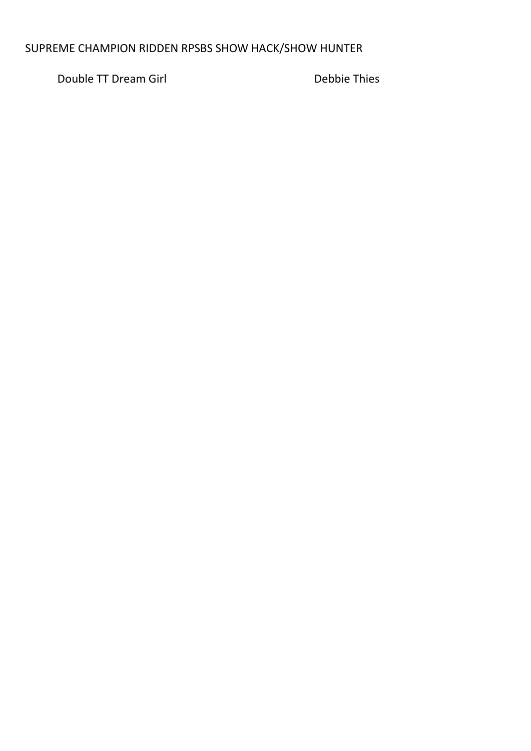SUPREME CHAMPION RIDDEN RPSBS SHOW HACK/SHOW HUNTER

| | |
|---|---|
| Double TT Dream Girl | Debbie Thies |